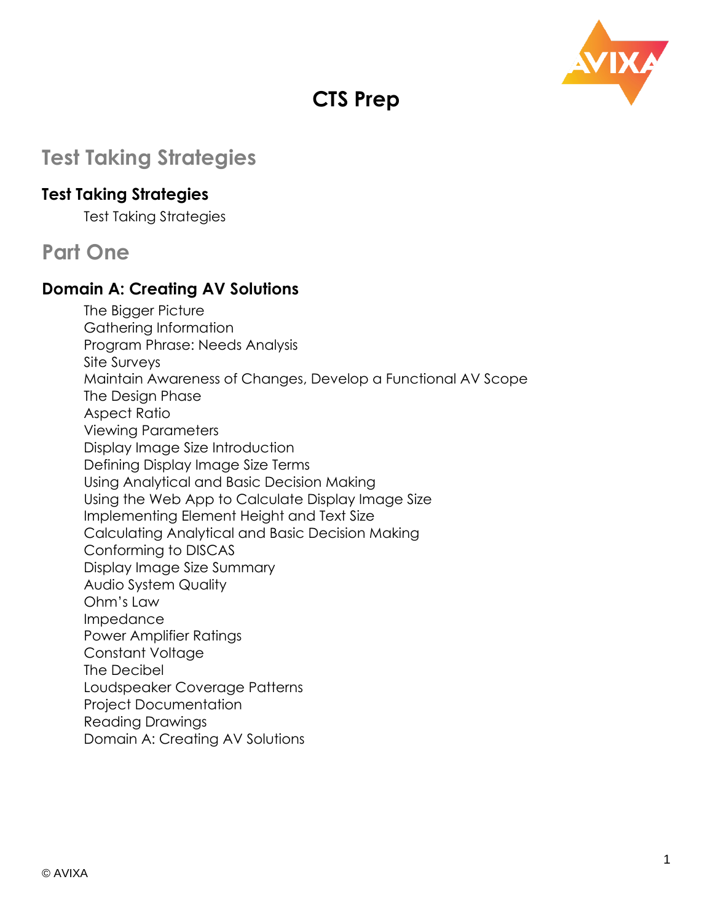# CTS Prep

## Test Taking Strategies

### Test Taking Strategies

Test Taking Strategies

## Part One

### Domain A: Creating AV Solutions

The Bigger Picture
Gathering Information
Program Phrase: Needs Analysis
Site Surveys
Maintain Awareness of Changes, Develop a Functional AV Scope
The Design Phase
Aspect Ratio
Viewing Parameters
Display Image Size Introduction
Defining Display Image Size Terms
Using Analytical and Basic Decision Making
Using the Web App to Calculate Display Image Size
Implementing Element Height and Text Size
Calculating Analytical and Basic Decision Making
Conforming to DISCAS
Display Image Size Summary
Audio System Quality
Ohm's Law
Impedance
Power Amplifier Ratings
Constant Voltage
The Decibel
Loudspeaker Coverage Patterns
Project Documentation
Reading Drawings
Domain A: Creating AV Solutions

© AVIXA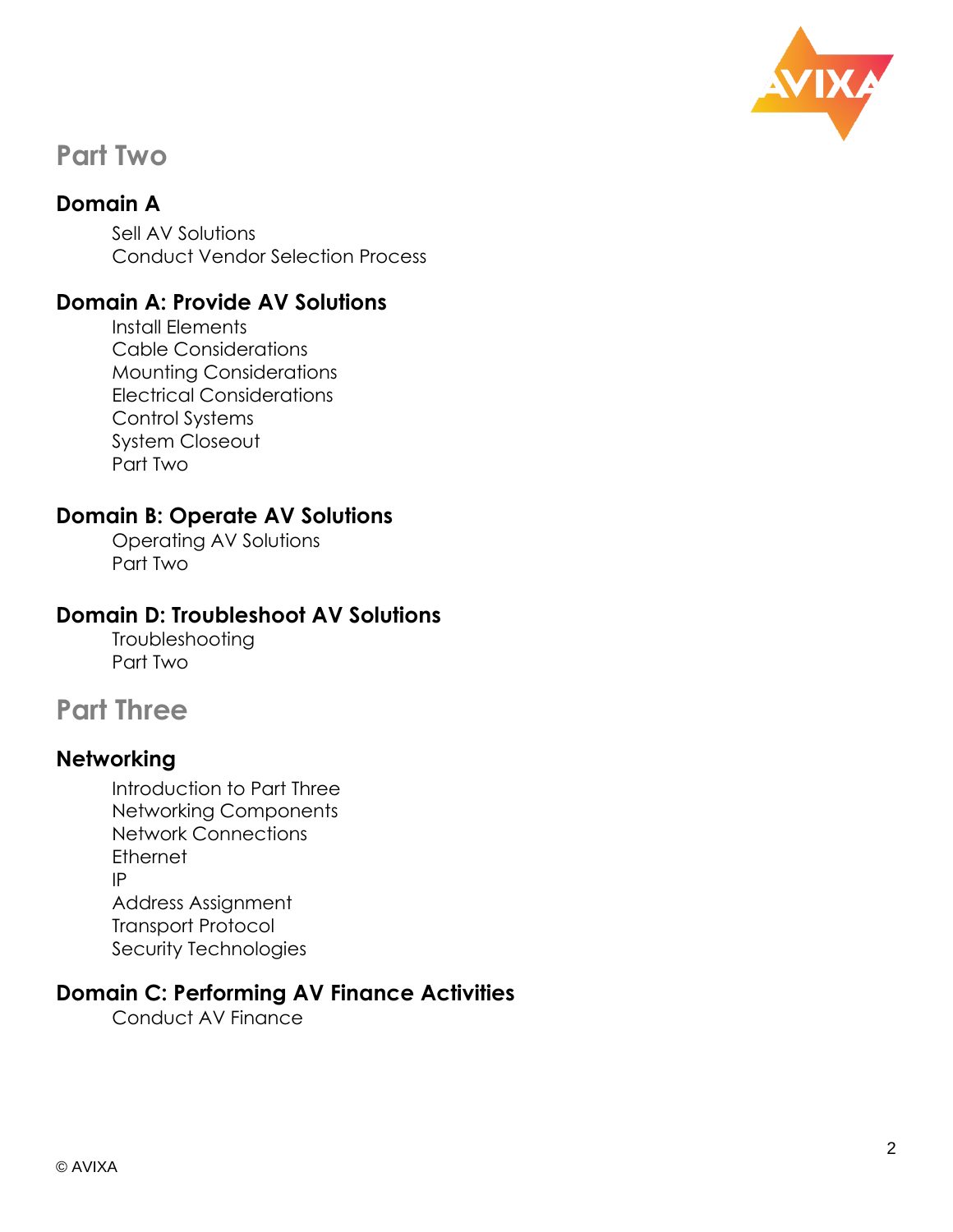# Part Two

## Domain A

- Sell AV Solutions
- Conduct Vendor Selection Process

## Domain A: Provide AV Solutions

- Install Elements
- Cable Considerations
- Mounting Considerations
- Electrical Considerations
- Control Systems
- System Closeout
- Part Two

## Domain B: Operate AV Solutions

- Operating AV Solutions
- Part Two

## Domain D: Troubleshoot AV Solutions

- Troubleshooting
- Part Two

# Part Three

## Networking

- Introduction to Part Three
- Networking Components
- Network Connections
- Ethernet
- IP
- Address Assignment
- Transport Protocol
- Security Technologies

## Domain C: Performing AV Finance Activities

- Conduct AV Finance

© AVIXA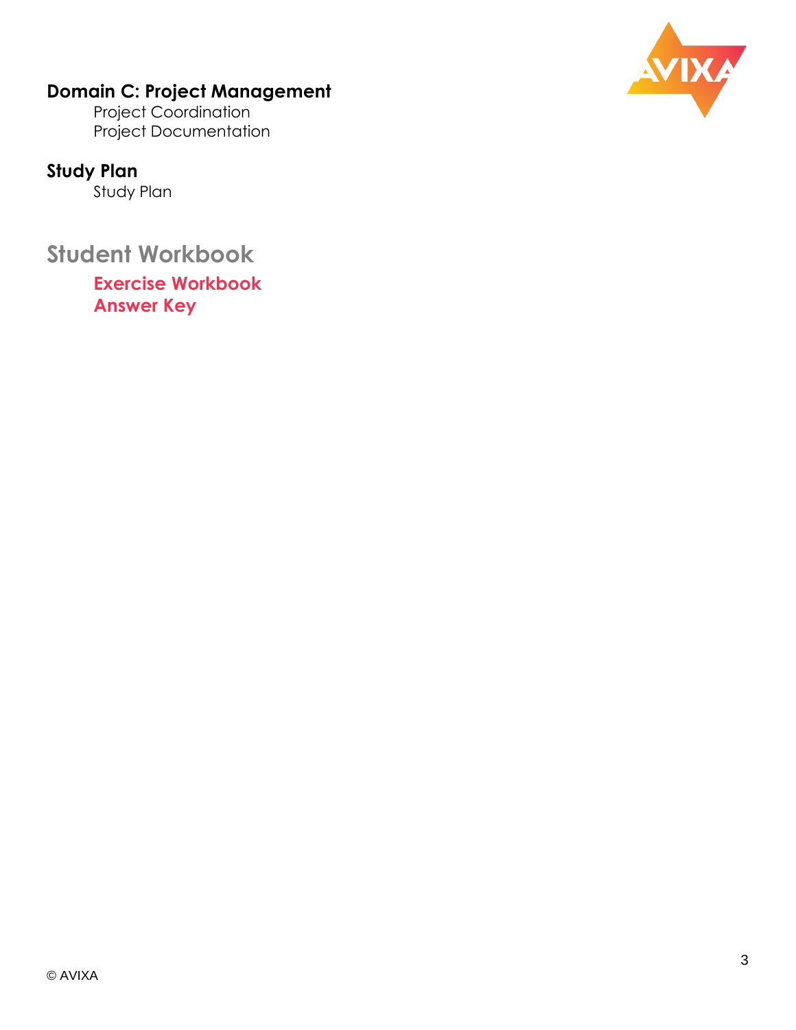**Domain C: Project Management**

Project Coordination
Project Documentation

**Study Plan**

Study Plan

## Student Workbook

**Exercise Workbook**
**Answer Key**

© AVIXA